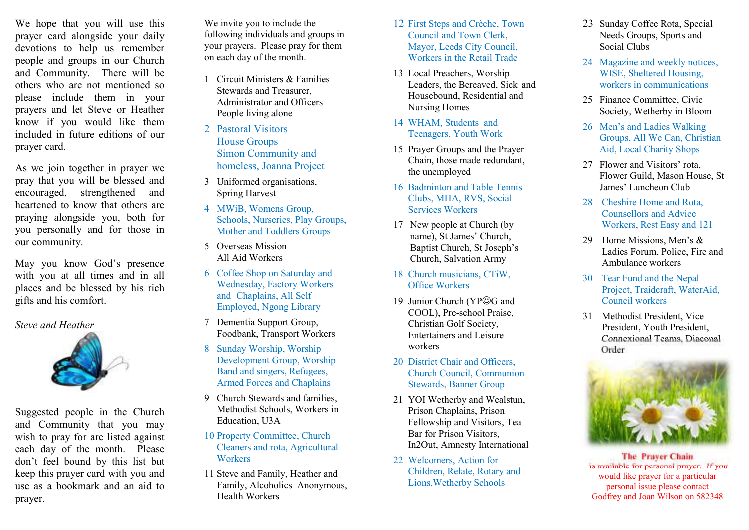We hope that you will use this prayer card alongside your daily devotions to help us remember people and groups in our Church and Community. There will be others who are not mentioned so please include them in your prayers and let Steve or Heather know if you would like them included in future editions of our prayer card.

As we join together in prayer we pray that you will be blessed and encouraged, strengthened and heartened to know that others are praying alongside you, both for you personally and for those in our community.

May you know God's presence with you at all times and in all places and be blessed by his rich gifts and his comfort.

*Steve and Heather*

Suggested people in the Church and Community that you may wish to pray for are listed against each day of the month. Please don't feel bound by this list but keep this prayer card with you and use as a bookmark and an aid to prayer.

We invite you to include the following individuals and groups in your prayers. Please pray for them on each day of the month.

1. Circuit Ministers & Families Stewards and Treasurer, Administrator and Officers People living alone
2. Pastoral Visitors House Groups Simon Community and homeless, Joanna Project
3. Uniformed organisations, Spring Harvest
4. MWiB, Womens Group, Schools, Nurseries, Play Groups, Mother and Toddlers Groups
5. Overseas Mission All Aid Workers
6. Coffee Shop on Saturday and Wednesday, Factory Workers and Chaplains, All Self Employed, Ngong Library
7. Dementia Support Group, Foodbank, Transport Workers
8. Sunday Worship, Worship Development Group, Worship Band and singers, Refugees, Armed Forces and Chaplains
9. Church Stewards and families, Methodist Schools, Workers in Education, U3A
10. Property Committee, Church Cleaners and rota, Agricultural Workers
11. Steve and Family, Heather and Family, Alcoholics Anonymous, Health Workers
12. First Steps and Crèche, Town Council and Town Clerk, Mayor, Leeds City Council, Workers in the Retail Trade
13. Local Preachers, Worship Leaders, the Bereaved, Sick and Housebound, Residential and Nursing Homes
14. WHAM, Students and Teenagers, Youth Work
15. Prayer Groups and the Prayer Chain, those made redundant, the unemployed
16. Badminton and Table Tennis Clubs, MHA, RVS, Social Services Workers
17. New people at Church (by name), St James' Church, Baptist Church, St Joseph's Church, Salvation Army
18. Church musicians, CTiW, Office Workers
19. Junior Church (YP☺G and COOL), Pre-school Praise, Christian Golf Society, Entertainers and Leisure workers
20. District Chair and Officers, Church Council, Communion Stewards, Banner Group
21. YOI Wetherby and Wealstun, Prison Chaplains, Prison Fellowship and Visitors, Tea Bar for Prison Visitors, In2Out, Amnesty International
22. Welcomers, Action for Children, Relate, Rotary and Lions,Wetherby Schools
23. Sunday Coffee Rota, Special Needs Groups, Sports and Social Clubs
24. Magazine and weekly notices, WISE, Sheltered Housing, workers in communications
25. Finance Committee, Civic Society, Wetherby in Bloom
26. Men's and Ladies Walking Groups, All We Can, Christian Aid, Local Charity Shops
27. Flower and Visitors' rota, Flower Guild, Mason House, St James' Luncheon Club
28. Cheshire Home and Rota, Counsellors and Advice Workers, Rest Easy and 121
29. Home Missions, Men's & Ladies Forum, Police, Fire and Ambulance workers
30. Tear Fund and the Nepal Project, Traidcraft, WaterAid, Council workers
31. Methodist President, Vice President, Youth President, Connexional Teams, Diaconal Order

**The Prayer Chain** is available for personal prayer. If you would like prayer for a particular personal issue please contact Godfrey and Joan Wilson on 582348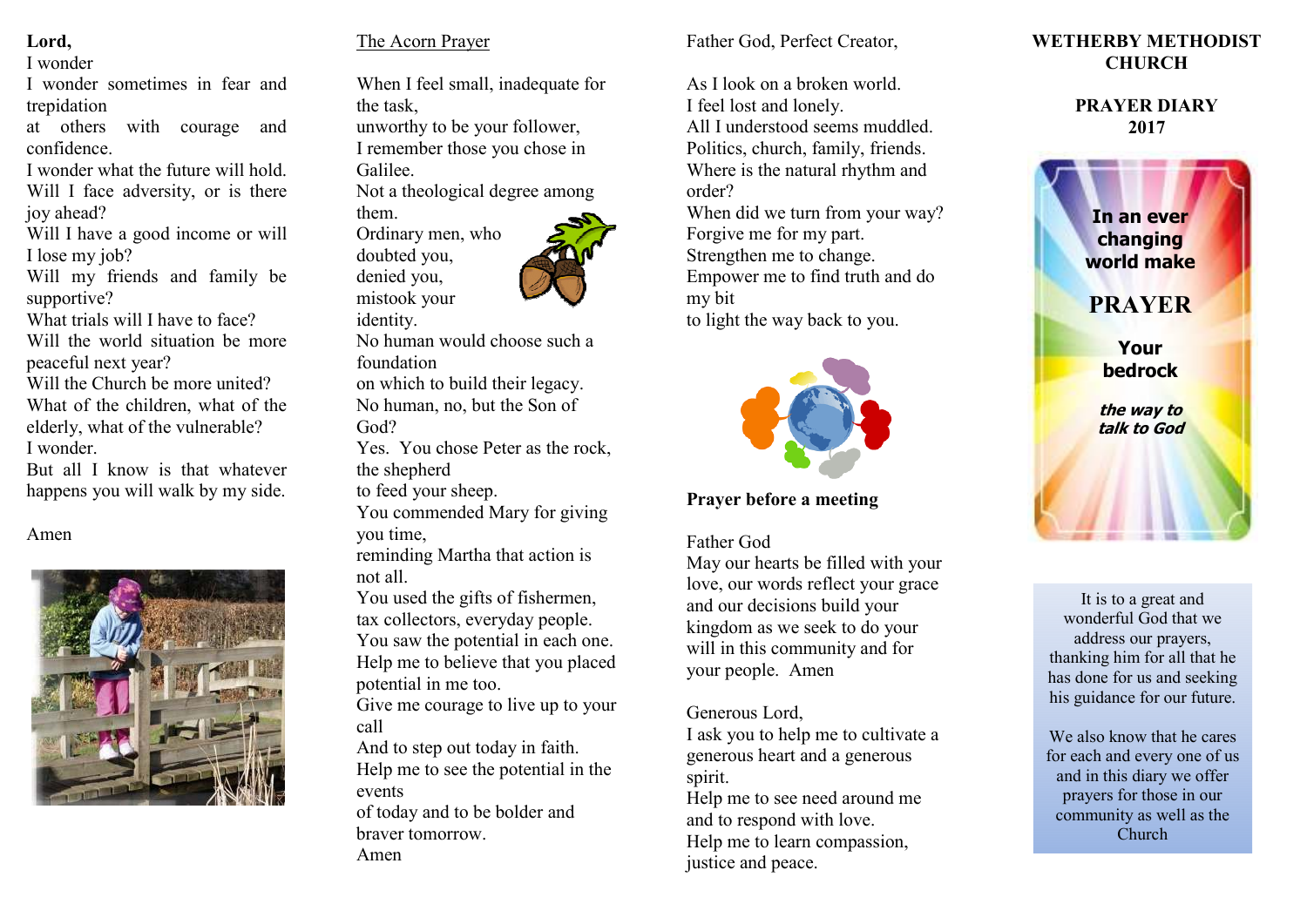**Lord,**
I wonder
I wonder sometimes in fear and trepidation
at others with courage and confidence.
I wonder what the future will hold.
Will I face adversity, or is there joy ahead?
Will I have a good income or will I lose my job?
Will my friends and family be supportive?
What trials will I have to face?
Will the world situation be more peaceful next year?
Will the Church be more united?
What of the children, what of the elderly, what of the vulnerable?
I wonder.
But all I know is that whatever happens you will walk by my side.

Amen

The Acorn Prayer

When I feel small, inadequate for the task,
unworthy to be your follower,
I remember those you chose in Galilee.
Not a theological degree among them.
Ordinary men, who doubted you,
denied you,
mistook your identity.
No human would choose such a foundation
on which to build their legacy.
No human, no, but the Son of God?
Yes. You chose Peter as the rock, the shepherd
to feed your sheep.
You commended Mary for giving you time,
reminding Martha that action is not all.
You used the gifts of fishermen, tax collectors, everyday people.
You saw the potential in each one.
Help me to believe that you placed potential in me too.
Give me courage to live up to your call
And to step out today in faith.
Help me to see the potential in the events
of today and to be bolder and braver tomorrow.
Amen

Father God, Perfect Creator,

As I look on a broken world.
I feel lost and lonely.
All I understood seems muddled.
Politics, church, family, friends.
Where is the natural rhythm and order?
When did we turn from your way?
Forgive me for my part.
Strengthen me to change.
Empower me to find truth and do my bit
to light the way back to you.

**Prayer before a meeting**

Father God
May our hearts be filled with your love, our words reflect your grace and our decisions build your kingdom as we seek to do your will in this community and for your people. Amen

Generous Lord,
I ask you to help me to cultivate a generous heart and a generous spirit.
Help me to see need around me and to respond with love.
Help me to learn compassion, justice and peace.

**WETHERBY METHODIST CHURCH**

**PRAYER DIARY 2017**

**In an ever changing world make**

**PRAYER**

**Your bedrock**

***the way to talk to God***

It is to a great and wonderful God that we address our prayers, thanking him for all that he has done for us and seeking his guidance for our future.

We also know that he cares for each and every one of us and in this diary we offer prayers for those in our community as well as the Church